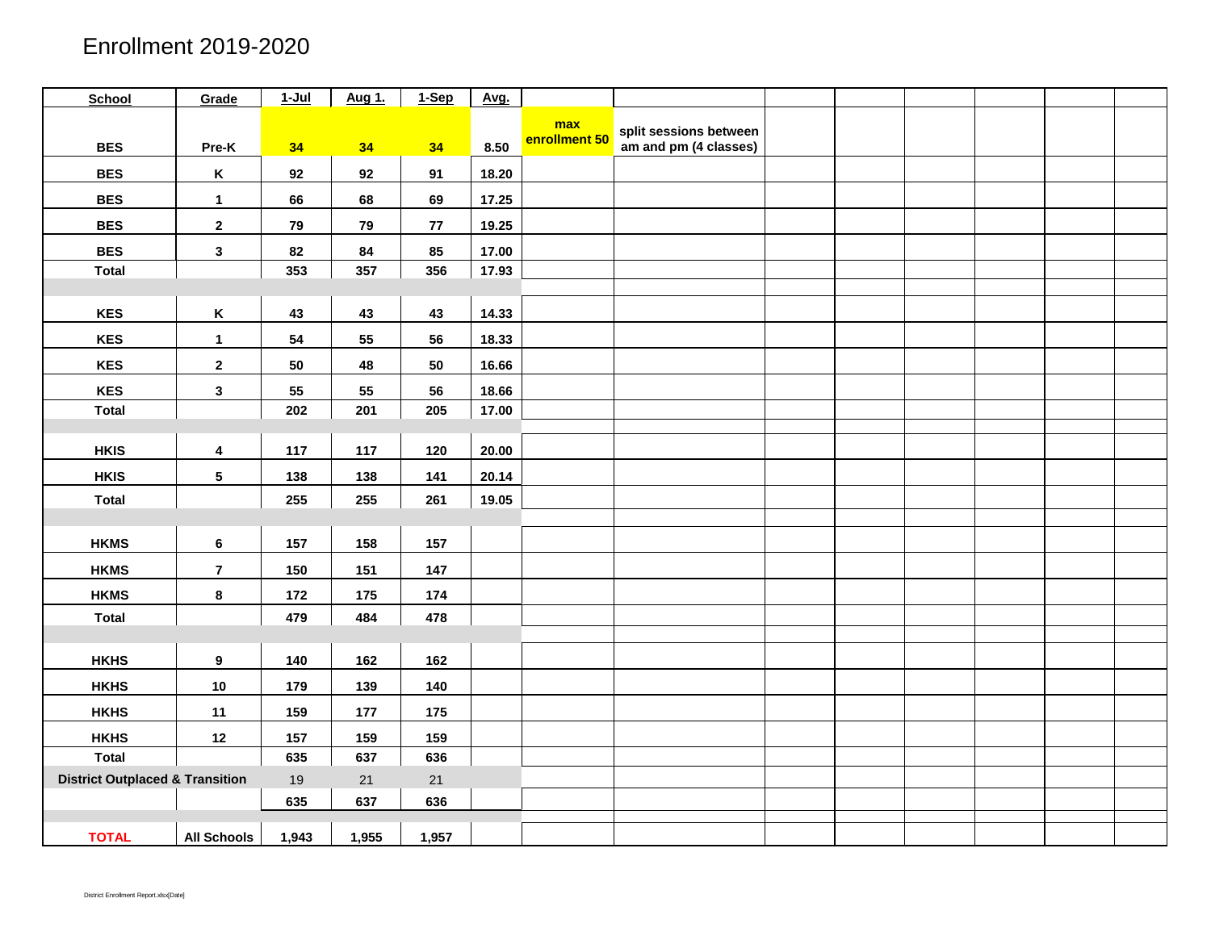# Enrollment 2019-2020

| School | Grade | 1-Jul | Aug 1. | 1-Sep | Avg. | | | | | | | | |
|---|---|---|---|---|---|---|---|---|---|---|---|---|---|
| BES | Pre-K | 34 | 34 | 34 | 8.50 | max enrollment 50 | split sessions between am and pm (4 classes) | | | | | | |
| BES | K | 92 | 92 | 91 | 18.20 | | | | | | | | |
| BES | 1 | 66 | 68 | 69 | 17.25 | | | | | | | | |
| BES | 2 | 79 | 79 | 77 | 19.25 | | | | | | | | |
| BES | 3 | 82 | 84 | 85 | 17.00 | | | | | | | | |
| Total | | 353 | 357 | 356 | 17.93 | | | | | | | | |
| | | | | | | | | | | | | | |
| KES | K | 43 | 43 | 43 | 14.33 | | | | | | | | |
| KES | 1 | 54 | 55 | 56 | 18.33 | | | | | | | | |
| KES | 2 | 50 | 48 | 50 | 16.66 | | | | | | | | |
| KES | 3 | 55 | 55 | 56 | 18.66 | | | | | | | | |
| Total | | 202 | 201 | 205 | 17.00 | | | | | | | | |
| | | | | | | | | | | | | | |
| HKIS | 4 | 117 | 117 | 120 | 20.00 | | | | | | | | |
| HKIS | 5 | 138 | 138 | 141 | 20.14 | | | | | | | | |
| Total | | 255 | 255 | 261 | 19.05 | | | | | | | | |
| | | | | | | | | | | | | | |
| HKMS | 6 | 157 | 158 | 157 | | | | | | | | | |
| HKMS | 7 | 150 | 151 | 147 | | | | | | | | | |
| HKMS | 8 | 172 | 175 | 174 | | | | | | | | | |
| Total | | 479 | 484 | 478 | | | | | | | | | |
| | | | | | | | | | | | | | |
| HKHS | 9 | 140 | 162 | 162 | | | | | | | | | |
| HKHS | 10 | 179 | 139 | 140 | | | | | | | | | |
| HKHS | 11 | 159 | 177 | 175 | | | | | | | | | |
| HKHS | 12 | 157 | 159 | 159 | | | | | | | | | |
| Total | | 635 | 637 | 636 | | | | | | | | | |
| District Outplaced & Transition | | 19 | 21 | 21 | | | | | | | | | |
| | | 635 | 637 | 636 | | | | | | | | | |
| | | | | | | | | | | | | | |
| TOTAL | All Schools | 1,943 | 1,955 | 1,957 | | | | | | | | | |

District Enrollment Report.xlsx[Date]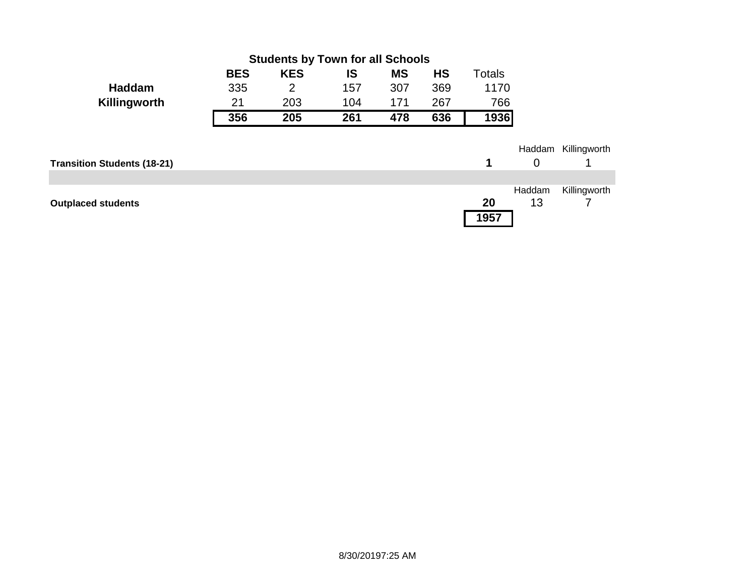## Students by Town for all Schools

| | BES | KES | IS | MS | HS | Totals |
|---|---|---|---|---|---|---|
| **Haddam** | 335 | 2 | 157 | 307 | 369 | 1170 |
| **Killingworth** | 21 | 203 | 104 | 171 | 267 | 766 |
| | **356** | **205** | **261** | **478** | **636** | **1936** |

| | Total | Haddam | Killingworth |
|---|---|---|---|
| **Transition Students (18-21)** | **1** | 0 | 1 |
| **Outplaced students** | **20** | 13 | 7 |
| | **1957** | | |

8/30/20197:25 AM